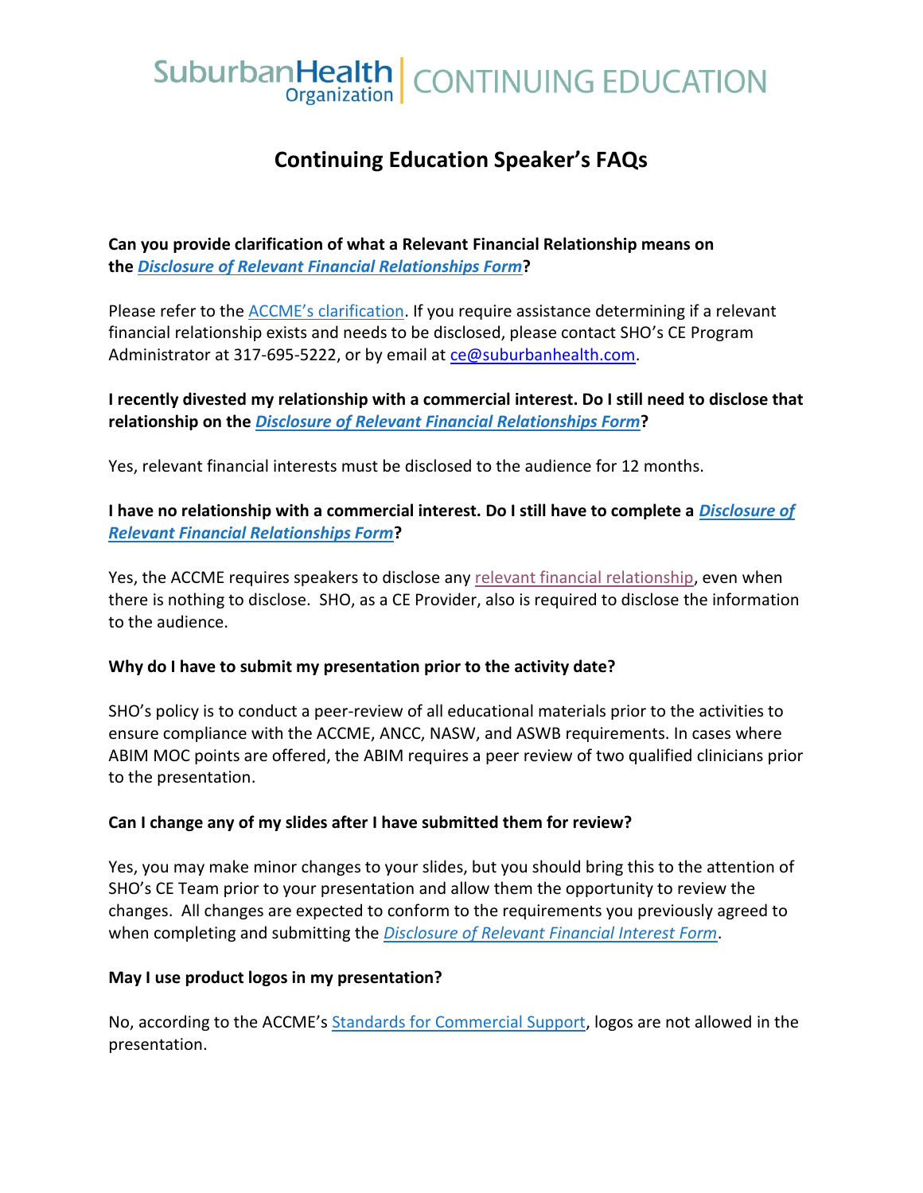SuburbanHealth Organization | CONTINUING EDUCATION

# Continuing Education Speaker's FAQs

**Can you provide clarification of what a Relevant Financial Relationship means on the *Disclosure of Relevant Financial Relationships Form*?**

Please refer to the ACCME's clarification. If you require assistance determining if a relevant financial relationship exists and needs to be disclosed, please contact SHO's CE Program Administrator at 317-695-5222, or by email at ce@suburbanhealth.com.

**I recently divested my relationship with a commercial interest. Do I still need to disclose that relationship on the *Disclosure of Relevant Financial Relationships Form*?**

Yes, relevant financial interests must be disclosed to the audience for 12 months.

**I have no relationship with a commercial interest. Do I still have to complete a *Disclosure of Relevant Financial Relationships Form*?**

Yes, the ACCME requires speakers to disclose any relevant financial relationship, even when there is nothing to disclose. SHO, as a CE Provider, also is required to disclose the information to the audience.

**Why do I have to submit my presentation prior to the activity date?**

SHO's policy is to conduct a peer-review of all educational materials prior to the activities to ensure compliance with the ACCME, ANCC, NASW, and ASWB requirements. In cases where ABIM MOC points are offered, the ABIM requires a peer review of two qualified clinicians prior to the presentation.

**Can I change any of my slides after I have submitted them for review?**

Yes, you may make minor changes to your slides, but you should bring this to the attention of SHO's CE Team prior to your presentation and allow them the opportunity to review the changes. All changes are expected to conform to the requirements you previously agreed to when completing and submitting the *Disclosure of Relevant Financial Interest Form*.

**May I use product logos in my presentation?**

No, according to the ACCME's Standards for Commercial Support, logos are not allowed in the presentation.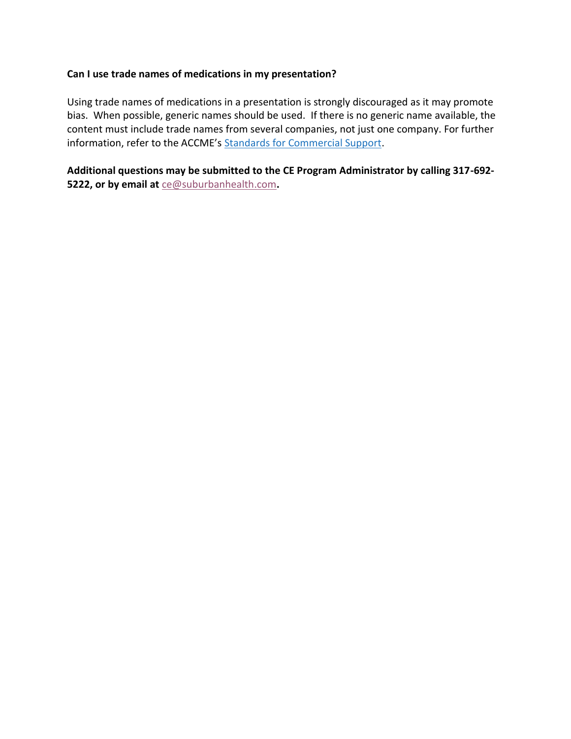**Can I use trade names of medications in my presentation?**

Using trade names of medications in a presentation is strongly discouraged as it may promote bias. When possible, generic names should be used. If there is no generic name available, the content must include trade names from several companies, not just one company. For further information, refer to the ACCME's Standards for Commercial Support.

**Additional questions may be submitted to the CE Program Administrator by calling 317-692-5222, or by email at** ce@suburbanhealth.com**.**